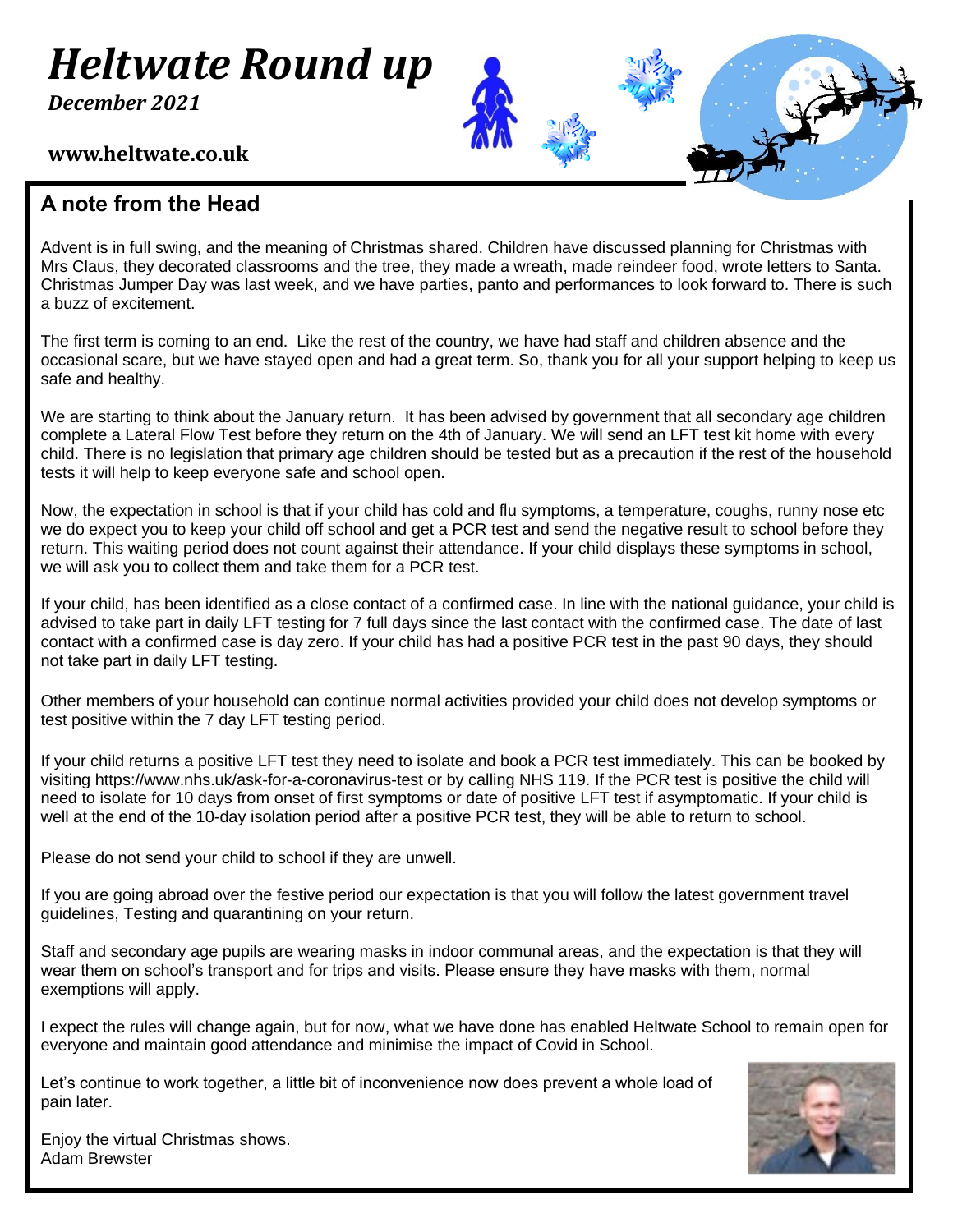# *Heltwate Round up*

***December 2021***

**www.heltwate.co.uk**

## A note from the Head

Advent is in full swing, and the meaning of Christmas shared. Children have discussed planning for Christmas with Mrs Claus, they decorated classrooms and the tree, they made a wreath, made reindeer food, wrote letters to Santa. Christmas Jumper Day was last week, and we have parties, panto and performances to look forward to. There is such a buzz of excitement.

The first term is coming to an end. Like the rest of the country, we have had staff and children absence and the occasional scare, but we have stayed open and had a great term. So, thank you for all your support helping to keep us safe and healthy.

We are starting to think about the January return. It has been advised by government that all secondary age children complete a Lateral Flow Test before they return on the 4th of January. We will send an LFT test kit home with every child. There is no legislation that primary age children should be tested but as a precaution if the rest of the household tests it will help to keep everyone safe and school open.

Now, the expectation in school is that if your child has cold and flu symptoms, a temperature, coughs, runny nose etc we do expect you to keep your child off school and get a PCR test and send the negative result to school before they return. This waiting period does not count against their attendance. If your child displays these symptoms in school, we will ask you to collect them and take them for a PCR test.

If your child, has been identified as a close contact of a confirmed case. In line with the national guidance, your child is advised to take part in daily LFT testing for 7 full days since the last contact with the confirmed case. The date of last contact with a confirmed case is day zero. If your child has had a positive PCR test in the past 90 days, they should not take part in daily LFT testing.

Other members of your household can continue normal activities provided your child does not develop symptoms or test positive within the 7 day LFT testing period.

If your child returns a positive LFT test they need to isolate and book a PCR test immediately. This can be booked by visiting https://www.nhs.uk/ask-for-a-coronavirus-test or by calling NHS 119. If the PCR test is positive the child will need to isolate for 10 days from onset of first symptoms or date of positive LFT test if asymptomatic. If your child is well at the end of the 10-day isolation period after a positive PCR test, they will be able to return to school.

Please do not send your child to school if they are unwell.

If you are going abroad over the festive period our expectation is that you will follow the latest government travel guidelines, Testing and quarantining on your return.

Staff and secondary age pupils are wearing masks in indoor communal areas, and the expectation is that they will wear them on school's transport and for trips and visits. Please ensure they have masks with them, normal exemptions will apply.

I expect the rules will change again, but for now, what we have done has enabled Heltwate School to remain open for everyone and maintain good attendance and minimise the impact of Covid in School.

Let's continue to work together, a little bit of inconvenience now does prevent a whole load of pain later.

Enjoy the virtual Christmas shows.
Adam Brewster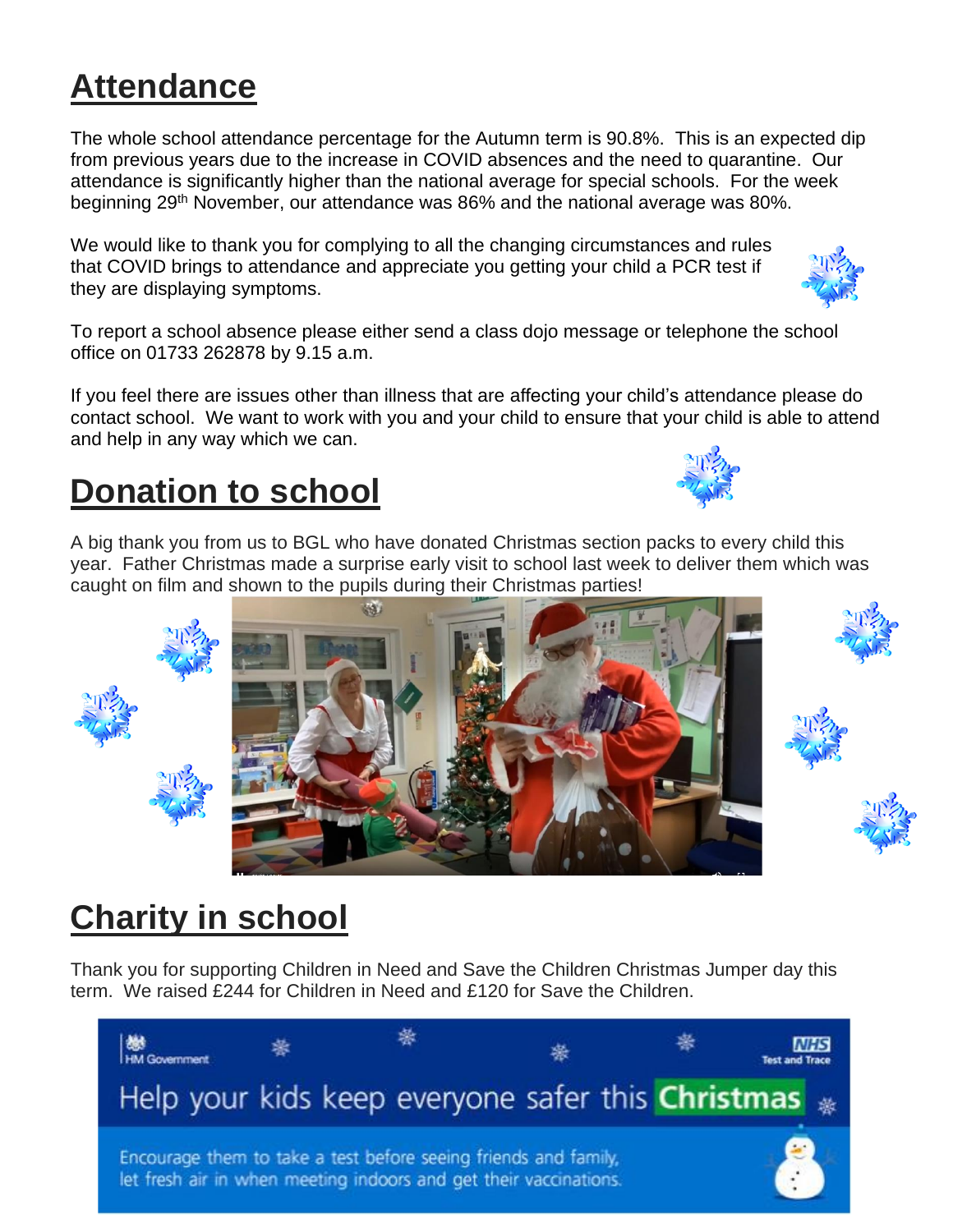## Attendance

The whole school attendance percentage for the Autumn term is 90.8%. This is an expected dip from previous years due to the increase in COVID absences and the need to quarantine. Our attendance is significantly higher than the national average for special schools. For the week beginning 29th November, our attendance was 86% and the national average was 80%.

We would like to thank you for complying to all the changing circumstances and rules that COVID brings to attendance and appreciate you getting your child a PCR test if they are displaying symptoms.

To report a school absence please either send a class dojo message or telephone the school office on 01733 262878 by 9.15 a.m.

If you feel there are issues other than illness that are affecting your child's attendance please do contact school. We want to work with you and your child to ensure that your child is able to attend and help in any way which we can.

## Donation to school

A big thank you from us to BGL who have donated Christmas section packs to every child this year. Father Christmas made a surprise early visit to school last week to deliver them which was caught on film and shown to the pupils during their Christmas parties!

## Charity in school

Thank you for supporting Children in Need and Save the Children Christmas Jumper day this term. We raised £244 for Children in Need and £120 for Save the Children.

HM Government — NHS Test and Trace

Help your kids keep everyone safer this **Christmas**

Encourage them to take a test before seeing friends and family, let fresh air in when meeting indoors and get their vaccinations.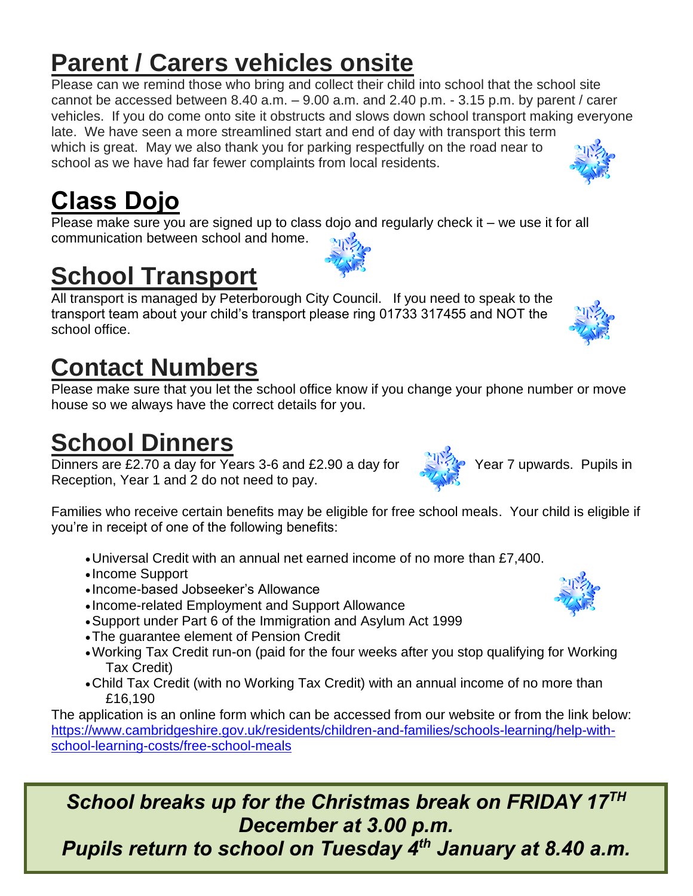# Parent / Carers vehicles onsite

Please can we remind those who bring and collect their child into school that the school site cannot be accessed between 8.40 a.m. – 9.00 a.m. and 2.40 p.m. - 3.15 p.m. by parent / carer vehicles. If you do come onto site it obstructs and slows down school transport making everyone late. We have seen a more streamlined start and end of day with transport this term which is great. May we also thank you for parking respectfully on the road near to school as we have had far fewer complaints from local residents.

# Class Dojo

Please make sure you are signed up to class dojo and regularly check it – we use it for all communication between school and home.

# School Transport

All transport is managed by Peterborough City Council. If you need to speak to the transport team about your child's transport please ring 01733 317455 and NOT the school office.

# Contact Numbers

Please make sure that you let the school office know if you change your phone number or move house so we always have the correct details for you.

# School Dinners

Dinners are £2.70 a day for Years 3-6 and £2.90 a day for Year 7 upwards. Pupils in Reception, Year 1 and 2 do not need to pay.

Families who receive certain benefits may be eligible for free school meals. Your child is eligible if you're in receipt of one of the following benefits:

- Universal Credit with an annual net earned income of no more than £7,400.
- Income Support
- Income-based Jobseeker's Allowance
- Income-related Employment and Support Allowance
- Support under Part 6 of the Immigration and Asylum Act 1999
- The guarantee element of Pension Credit
- Working Tax Credit run-on (paid for the four weeks after you stop qualifying for Working Tax Credit)
- Child Tax Credit (with no Working Tax Credit) with an annual income of no more than £16,190

The application is an online form which can be accessed from our website or from the link below: https://www.cambridgeshire.gov.uk/residents/children-and-families/schools-learning/help-with-school-learning-costs/free-school-meals

***School breaks up for the Christmas break on FRIDAY 17TH December at 3.00 p.m.***
***Pupils return to school on Tuesday 4th January at 8.40 a.m.***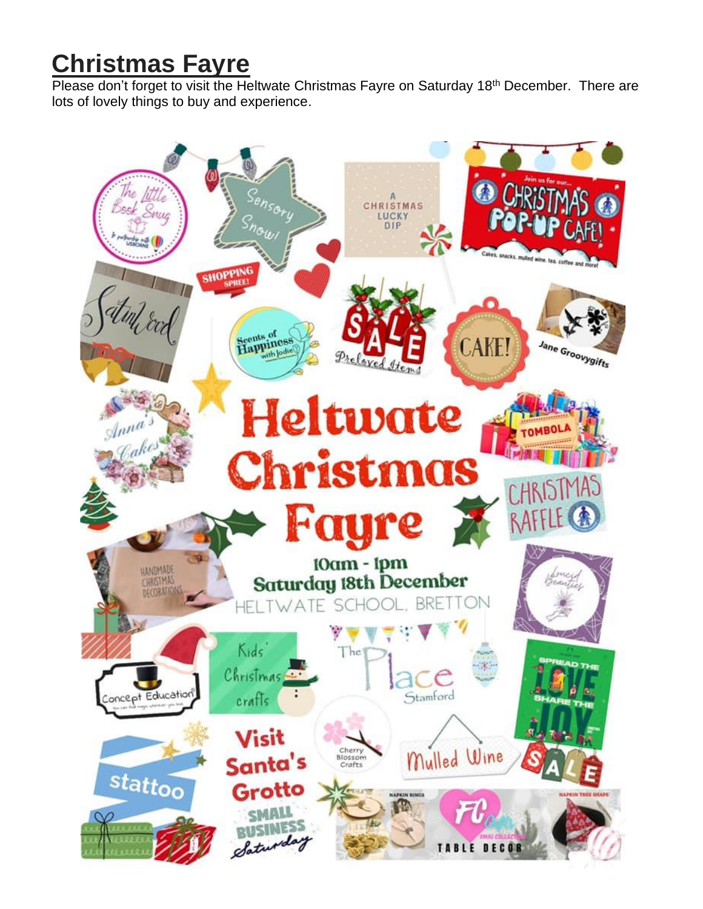# Christmas Fayre

Please don't forget to visit the Heltwate Christmas Fayre on Saturday 18th December. There are lots of lovely things to buy and experience.

Heltwate Christmas Fayre

10am - 1pm

Saturday 18th December

HELTWATE SCHOOL, BRETTON

The Little Book Snug

Sensory Snow!

A CHRISTMAS LUCKY DIP

Join us for our... CHRISTMAS POP-UP CAFE! Cakes, snacks, mulled wine, tea, coffee and more!

SHOPPING SPREE!

Scents of Happiness with Jodie

SALE Preloved Items

CAKE!

Jane Groovygifts

Anna's Cakes

TOMBOLA

CHRISTMAS RAFFLE

HANDMADE CHRISTMAS DECORATIONS

Concept Education

Kids' Christmas crafts

The Place Stamford

SPREAD THE LOVE SHARE THE JOY

stattoo

Visit Santa's Grotto

Cherry Blossom Crafts

Mulled Wine

SALE

SMALL BUSINESS Saturday

NAPKIN RINGS

FC Gifts

TABLE DECOR

NAPKIN TREE SHAPE